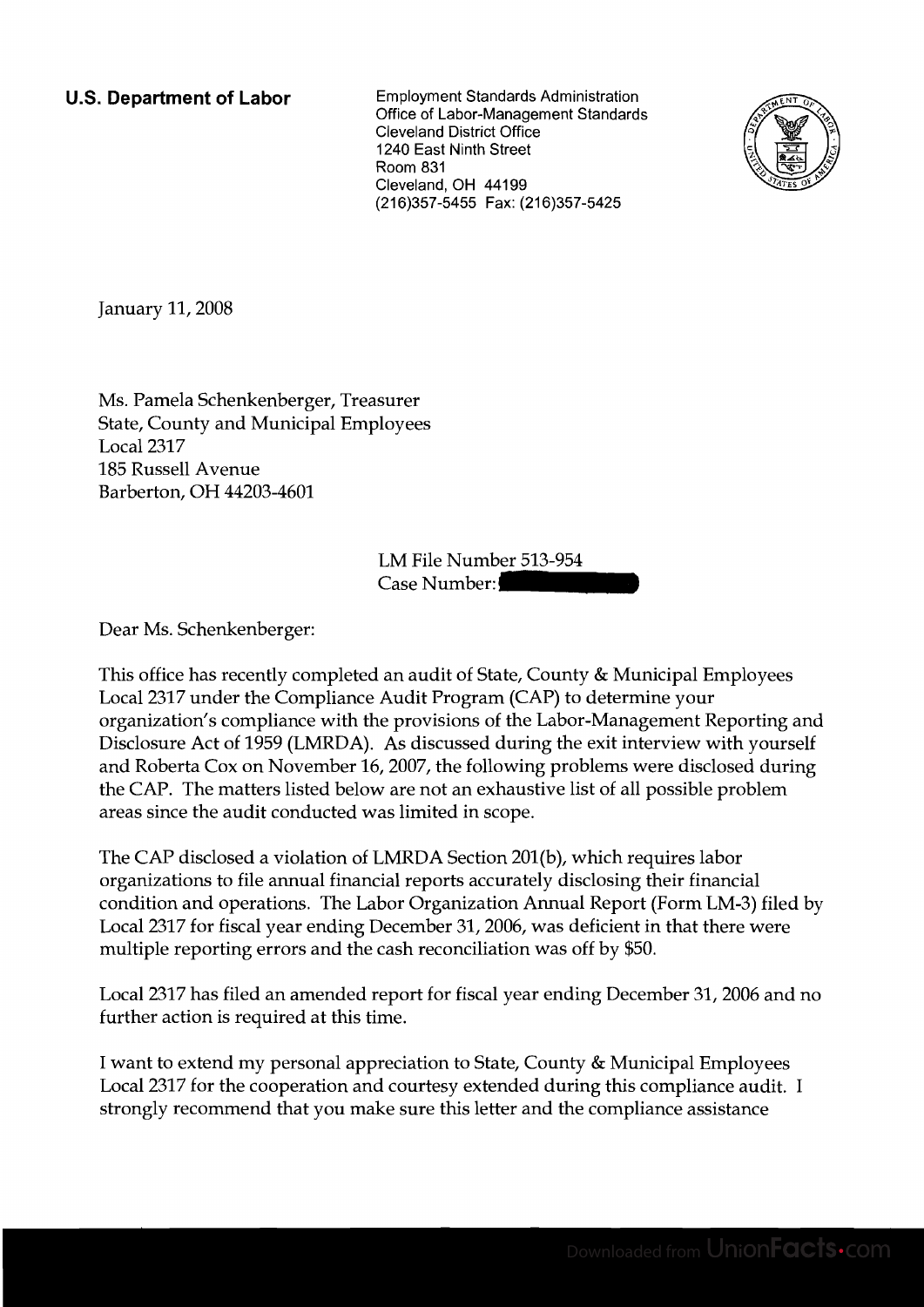**U.S. Department of Labor**

Employment Standards Administration
Office of Labor-Management Standards
Cleveland District Office
1240 East Ninth Street
Room 831
Cleveland, OH 44199
(216)357-5455 Fax: (216)357-5425

January 11, 2008

Ms. Pamela Schenkenberger, Treasurer
State, County and Municipal Employees
Local 2317
185 Russell Avenue
Barberton, OH 44203-4601

LM File Number 513-954
Case Number:

Dear Ms. Schenkenberger:

This office has recently completed an audit of State, County & Municipal Employees Local 2317 under the Compliance Audit Program (CAP) to determine your organization's compliance with the provisions of the Labor-Management Reporting and Disclosure Act of 1959 (LMRDA). As discussed during the exit interview with yourself and Roberta Cox on November 16, 2007, the following problems were disclosed during the CAP. The matters listed below are not an exhaustive list of all possible problem areas since the audit conducted was limited in scope.

The CAP disclosed a violation of LMRDA Section 201(b), which requires labor organizations to file annual financial reports accurately disclosing their financial condition and operations. The Labor Organization Annual Report (Form LM-3) filed by Local 2317 for fiscal year ending December 31, 2006, was deficient in that there were multiple reporting errors and the cash reconciliation was off by $50.

Local 2317 has filed an amended report for fiscal year ending December 31, 2006 and no further action is required at this time.

I want to extend my personal appreciation to State, County & Municipal Employees Local 2317 for the cooperation and courtesy extended during this compliance audit. I strongly recommend that you make sure this letter and the compliance assistance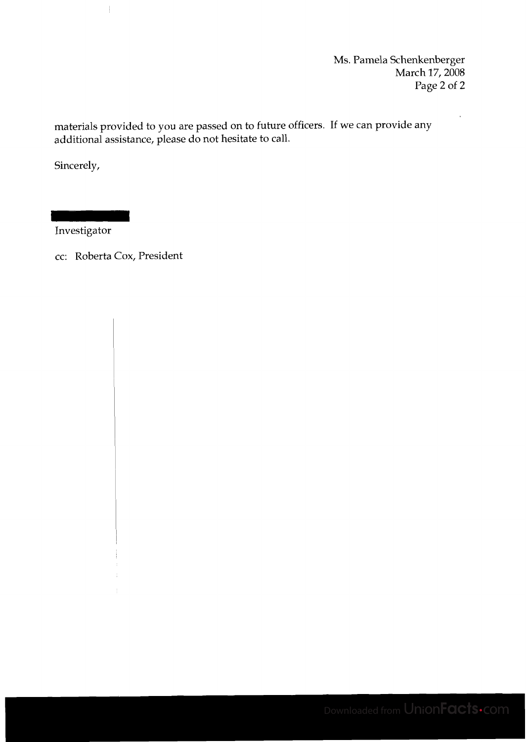materials provided to you are passed on to future officers. If we can provide any additional assistance, please do not hesitate to call.

Sincerely,

Investigator

cc: Roberta Cox, President